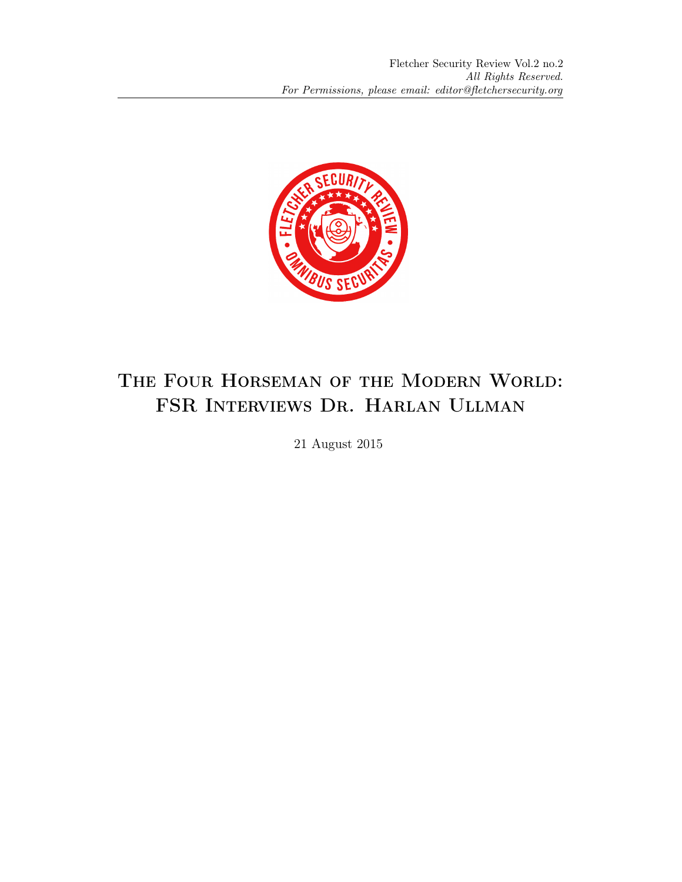# The Four Horseman of the Modern World: FSR Interviews Dr. Harlan Ullman

21 August 2015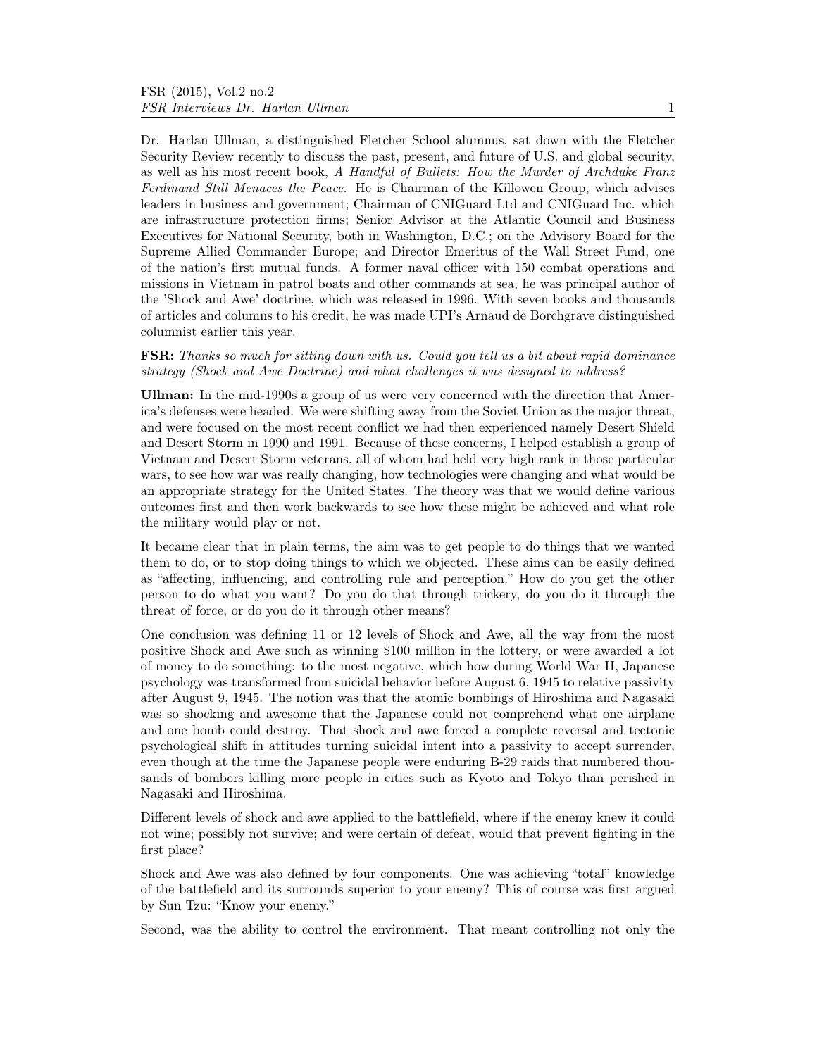Dr. Harlan Ullman, a distinguished Fletcher School alumnus, sat down with the Fletcher Security Review recently to discuss the past, present, and future of U.S. and global security, as well as his most recent book, *A Handful of Bullets: How the Murder of Archduke Franz Ferdinand Still Menaces the Peace*. He is Chairman of the Killowen Group, which advises leaders in business and government; Chairman of CNIGuard Ltd and CNIGuard Inc. which are infrastructure protection firms; Senior Advisor at the Atlantic Council and Business Executives for National Security, both in Washington, D.C.; on the Advisory Board for the Supreme Allied Commander Europe; and Director Emeritus of the Wall Street Fund, one of the nation's first mutual funds. A former naval officer with 150 combat operations and missions in Vietnam in patrol boats and other commands at sea, he was principal author of the 'Shock and Awe' doctrine, which was released in 1996. With seven books and thousands of articles and columns to his credit, he was made UPI's Arnaud de Borchgrave distinguished columnist earlier this year.

**FSR:** *Thanks so much for sitting down with us. Could you tell us a bit about rapid dominance strategy (Shock and Awe Doctrine) and what challenges it was designed to address?*

**Ullman:** In the mid-1990s a group of us were very concerned with the direction that America's defenses were headed. We were shifting away from the Soviet Union as the major threat, and were focused on the most recent conflict we had then experienced namely Desert Shield and Desert Storm in 1990 and 1991. Because of these concerns, I helped establish a group of Vietnam and Desert Storm veterans, all of whom had held very high rank in those particular wars, to see how war was really changing, how technologies were changing and what would be an appropriate strategy for the United States. The theory was that we would define various outcomes first and then work backwards to see how these might be achieved and what role the military would play or not.

It became clear that in plain terms, the aim was to get people to do things that we wanted them to do, or to stop doing things to which we objected. These aims can be easily defined as "affecting, influencing, and controlling rule and perception." How do you get the other person to do what you want? Do you do that through trickery, do you do it through the threat of force, or do you do it through other means?

One conclusion was defining 11 or 12 levels of Shock and Awe, all the way from the most positive Shock and Awe such as winning $100 million in the lottery, or were awarded a lot of money to do something: to the most negative, which how during World War II, Japanese psychology was transformed from suicidal behavior before August 6, 1945 to relative passivity after August 9, 1945. The notion was that the atomic bombings of Hiroshima and Nagasaki was so shocking and awesome that the Japanese could not comprehend what one airplane and one bomb could destroy. That shock and awe forced a complete reversal and tectonic psychological shift in attitudes turning suicidal intent into a passivity to accept surrender, even though at the time the Japanese people were enduring B-29 raids that numbered thousands of bombers killing more people in cities such as Kyoto and Tokyo than perished in Nagasaki and Hiroshima.

Different levels of shock and awe applied to the battlefield, where if the enemy knew it could not wine; possibly not survive; and were certain of defeat, would that prevent fighting in the first place?

Shock and Awe was also defined by four components. One was achieving "total" knowledge of the battlefield and its surrounds superior to your enemy? This of course was first argued by Sun Tzu: "Know your enemy."

Second, was the ability to control the environment. That meant controlling not only the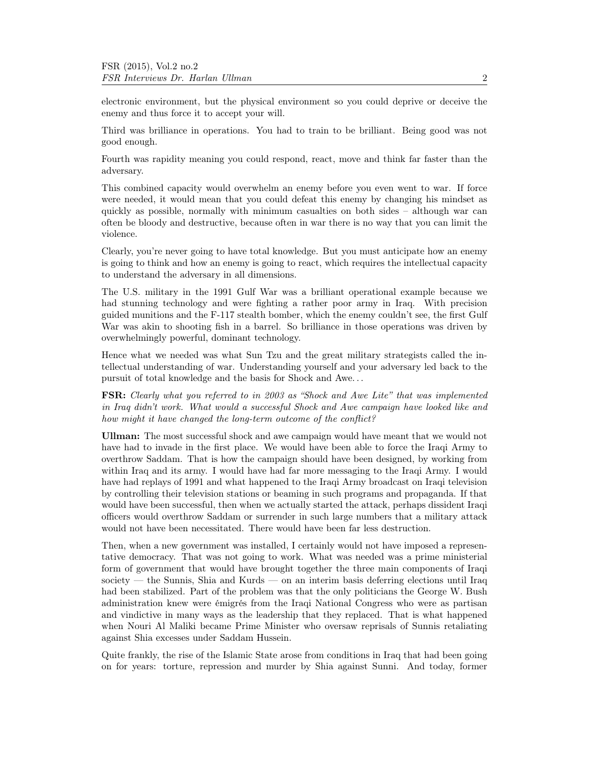electronic environment, but the physical environment so you could deprive or deceive the enemy and thus force it to accept your will.

Third was brilliance in operations. You had to train to be brilliant. Being good was not good enough.

Fourth was rapidity meaning you could respond, react, move and think far faster than the adversary.

This combined capacity would overwhelm an enemy before you even went to war. If force were needed, it would mean that you could defeat this enemy by changing his mindset as quickly as possible, normally with minimum casualties on both sides – although war can often be bloody and destructive, because often in war there is no way that you can limit the violence.

Clearly, you're never going to have total knowledge. But you must anticipate how an enemy is going to think and how an enemy is going to react, which requires the intellectual capacity to understand the adversary in all dimensions.

The U.S. military in the 1991 Gulf War was a brilliant operational example because we had stunning technology and were fighting a rather poor army in Iraq. With precision guided munitions and the F-117 stealth bomber, which the enemy couldn't see, the first Gulf War was akin to shooting fish in a barrel. So brilliance in those operations was driven by overwhelmingly powerful, dominant technology.

Hence what we needed was what Sun Tzu and the great military strategists called the intellectual understanding of war. Understanding yourself and your adversary led back to the pursuit of total knowledge and the basis for Shock and Awe. . .

**FSR:** *Clearly what you referred to in 2003 as "Shock and Awe Lite" that was implemented in Iraq didn't work. What would a successful Shock and Awe campaign have looked like and how might it have changed the long-term outcome of the conflict?*

**Ullman:** The most successful shock and awe campaign would have meant that we would not have had to invade in the first place. We would have been able to force the Iraqi Army to overthrow Saddam. That is how the campaign should have been designed, by working from within Iraq and its army. I would have had far more messaging to the Iraqi Army. I would have had replays of 1991 and what happened to the Iraqi Army broadcast on Iraqi television by controlling their television stations or beaming in such programs and propaganda. If that would have been successful, then when we actually started the attack, perhaps dissident Iraqi officers would overthrow Saddam or surrender in such large numbers that a military attack would not have been necessitated. There would have been far less destruction.

Then, when a new government was installed, I certainly would not have imposed a representative democracy. That was not going to work. What was needed was a prime ministerial form of government that would have brought together the three main components of Iraqi society — the Sunnis, Shia and Kurds — on an interim basis deferring elections until Iraq had been stabilized. Part of the problem was that the only politicians the George W. Bush administration knew were émigrés from the Iraqi National Congress who were as partisan and vindictive in many ways as the leadership that they replaced. That is what happened when Nouri Al Maliki became Prime Minister who oversaw reprisals of Sunnis retaliating against Shia excesses under Saddam Hussein.

Quite frankly, the rise of the Islamic State arose from conditions in Iraq that had been going on for years: torture, repression and murder by Shia against Sunni. And today, former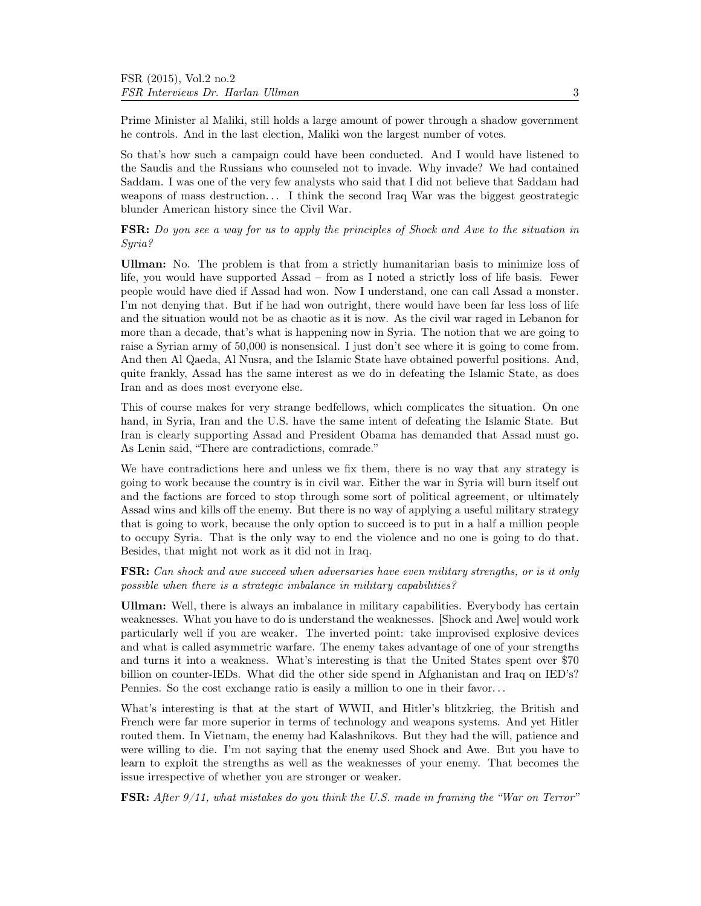Prime Minister al Maliki, still holds a large amount of power through a shadow government he controls. And in the last election, Maliki won the largest number of votes.

So that's how such a campaign could have been conducted. And I would have listened to the Saudis and the Russians who counseled not to invade. Why invade? We had contained Saddam. I was one of the very few analysts who said that I did not believe that Saddam had weapons of mass destruction... I think the second Iraq War was the biggest geostrategic blunder American history since the Civil War.

**FSR:** *Do you see a way for us to apply the principles of Shock and Awe to the situation in Syria?*

**Ullman:** No. The problem is that from a strictly humanitarian basis to minimize loss of life, you would have supported Assad – from as I noted a strictly loss of life basis. Fewer people would have died if Assad had won. Now I understand, one can call Assad a monster. I'm not denying that. But if he had won outright, there would have been far less loss of life and the situation would not be as chaotic as it is now. As the civil war raged in Lebanon for more than a decade, that's what is happening now in Syria. The notion that we are going to raise a Syrian army of 50,000 is nonsensical. I just don't see where it is going to come from. And then Al Qaeda, Al Nusra, and the Islamic State have obtained powerful positions. And, quite frankly, Assad has the same interest as we do in defeating the Islamic State, as does Iran and as does most everyone else.

This of course makes for very strange bedfellows, which complicates the situation. On one hand, in Syria, Iran and the U.S. have the same intent of defeating the Islamic State. But Iran is clearly supporting Assad and President Obama has demanded that Assad must go. As Lenin said, "There are contradictions, comrade."

We have contradictions here and unless we fix them, there is no way that any strategy is going to work because the country is in civil war. Either the war in Syria will burn itself out and the factions are forced to stop through some sort of political agreement, or ultimately Assad wins and kills off the enemy. But there is no way of applying a useful military strategy that is going to work, because the only option to succeed is to put in a half a million people to occupy Syria. That is the only way to end the violence and no one is going to do that. Besides, that might not work as it did not in Iraq.

**FSR:** *Can shock and awe succeed when adversaries have even military strengths, or is it only possible when there is a strategic imbalance in military capabilities?*

**Ullman:** Well, there is always an imbalance in military capabilities. Everybody has certain weaknesses. What you have to do is understand the weaknesses. [Shock and Awe] would work particularly well if you are weaker. The inverted point: take improvised explosive devices and what is called asymmetric warfare. The enemy takes advantage of one of your strengths and turns it into a weakness. What's interesting is that the United States spent over $70 billion on counter-IEDs. What did the other side spend in Afghanistan and Iraq on IED's? Pennies. So the cost exchange ratio is easily a million to one in their favor...

What's interesting is that at the start of WWII, and Hitler's blitzkrieg, the British and French were far more superior in terms of technology and weapons systems. And yet Hitler routed them. In Vietnam, the enemy had Kalashnikovs. But they had the will, patience and were willing to die. I'm not saying that the enemy used Shock and Awe. But you have to learn to exploit the strengths as well as the weaknesses of your enemy. That becomes the issue irrespective of whether you are stronger or weaker.

**FSR:** *After 9/11, what mistakes do you think the U.S. made in framing the "War on Terror"*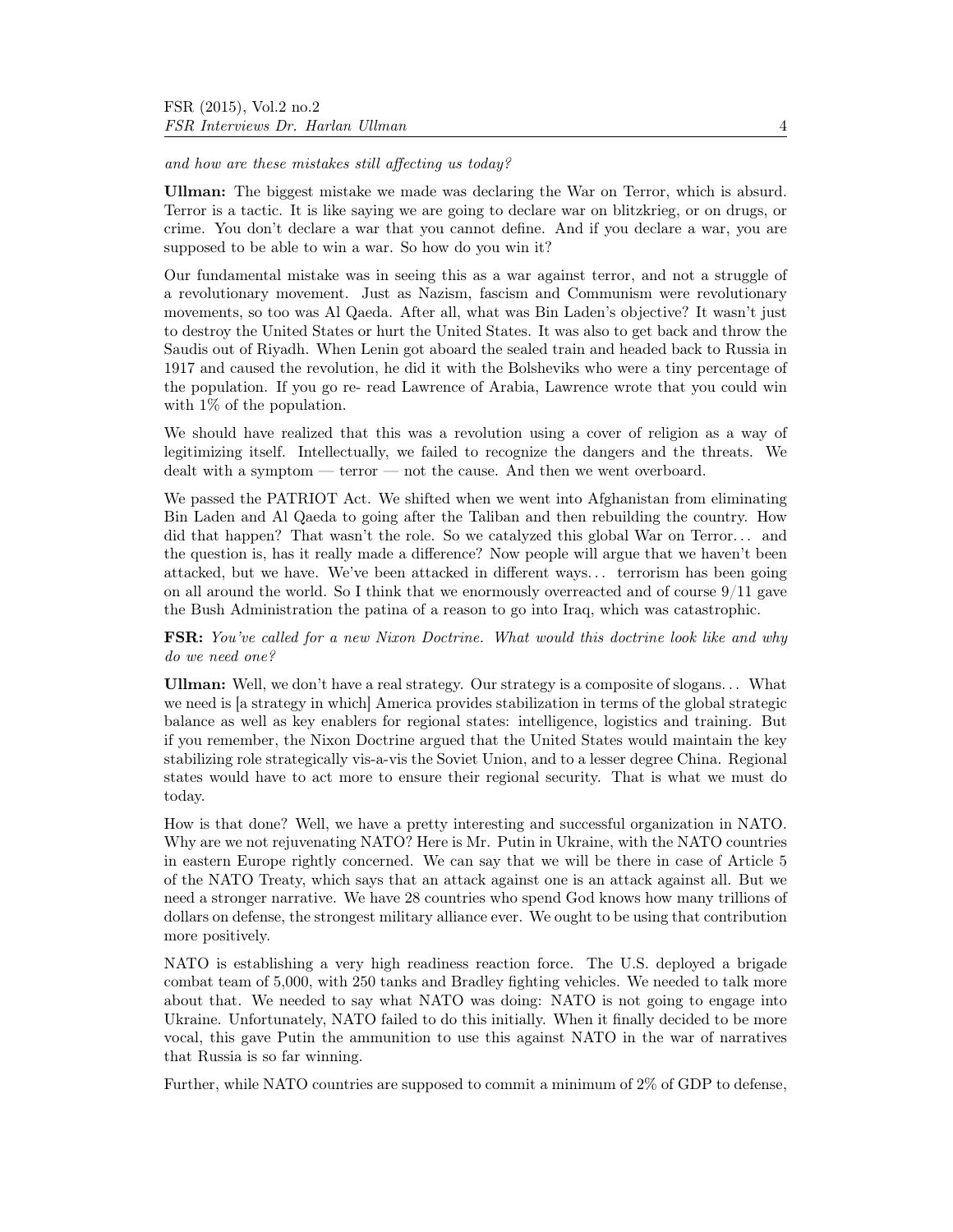*and how are these mistakes still affecting us today?*

**Ullman:** The biggest mistake we made was declaring the War on Terror, which is absurd. Terror is a tactic. It is like saying we are going to declare war on blitzkrieg, or on drugs, or crime. You don't declare a war that you cannot define. And if you declare a war, you are supposed to be able to win a war. So how do you win it?

Our fundamental mistake was in seeing this as a war against terror, and not a struggle of a revolutionary movement. Just as Nazism, fascism and Communism were revolutionary movements, so too was Al Qaeda. After all, what was Bin Laden's objective? It wasn't just to destroy the United States or hurt the United States. It was also to get back and throw the Saudis out of Riyadh. When Lenin got aboard the sealed train and headed back to Russia in 1917 and caused the revolution, he did it with the Bolsheviks who were a tiny percentage of the population. If you go re- read Lawrence of Arabia, Lawrence wrote that you could win with 1% of the population.

We should have realized that this was a revolution using a cover of religion as a way of legitimizing itself. Intellectually, we failed to recognize the dangers and the threats. We dealt with a symptom — terror — not the cause. And then we went overboard.

We passed the PATRIOT Act. We shifted when we went into Afghanistan from eliminating Bin Laden and Al Qaeda to going after the Taliban and then rebuilding the country. How did that happen? That wasn't the role. So we catalyzed this global War on Terror... and the question is, has it really made a difference? Now people will argue that we haven't been attacked, but we have. We've been attacked in different ways... terrorism has been going on all around the world. So I think that we enormously overreacted and of course 9/11 gave the Bush Administration the patina of a reason to go into Iraq, which was catastrophic.

**FSR:** *You've called for a new Nixon Doctrine. What would this doctrine look like and why do we need one?*

**Ullman:** Well, we don't have a real strategy. Our strategy is a composite of slogans... What we need is [a strategy in which] America provides stabilization in terms of the global strategic balance as well as key enablers for regional states: intelligence, logistics and training. But if you remember, the Nixon Doctrine argued that the United States would maintain the key stabilizing role strategically vis-a-vis the Soviet Union, and to a lesser degree China. Regional states would have to act more to ensure their regional security. That is what we must do today.

How is that done? Well, we have a pretty interesting and successful organization in NATO. Why are we not rejuvenating NATO? Here is Mr. Putin in Ukraine, with the NATO countries in eastern Europe rightly concerned. We can say that we will be there in case of Article 5 of the NATO Treaty, which says that an attack against one is an attack against all. But we need a stronger narrative. We have 28 countries who spend God knows how many trillions of dollars on defense, the strongest military alliance ever. We ought to be using that contribution more positively.

NATO is establishing a very high readiness reaction force. The U.S. deployed a brigade combat team of 5,000, with 250 tanks and Bradley fighting vehicles. We needed to talk more about that. We needed to say what NATO was doing: NATO is not going to engage into Ukraine. Unfortunately, NATO failed to do this initially. When it finally decided to be more vocal, this gave Putin the ammunition to use this against NATO in the war of narratives that Russia is so far winning.

Further, while NATO countries are supposed to commit a minimum of 2% of GDP to defense,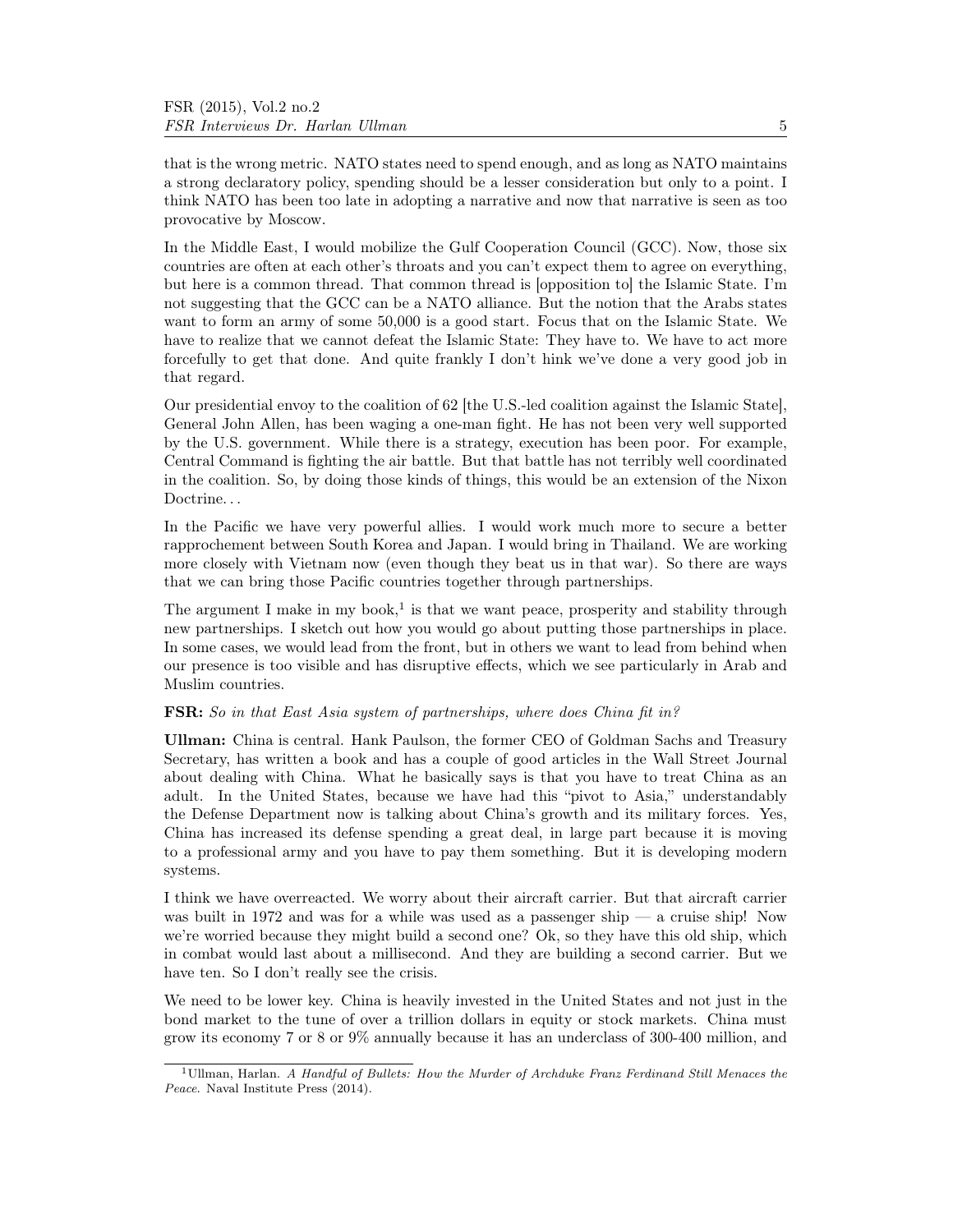that is the wrong metric. NATO states need to spend enough, and as long as NATO maintains a strong declaratory policy, spending should be a lesser consideration but only to a point. I think NATO has been too late in adopting a narrative and now that narrative is seen as too provocative by Moscow.

In the Middle East, I would mobilize the Gulf Cooperation Council (GCC). Now, those six countries are often at each other's throats and you can't expect them to agree on everything, but here is a common thread. That common thread is [opposition to] the Islamic State. I'm not suggesting that the GCC can be a NATO alliance. But the notion that the Arabs states want to form an army of some 50,000 is a good start. Focus that on the Islamic State. We have to realize that we cannot defeat the Islamic State: They have to. We have to act more forcefully to get that done. And quite frankly I don't hink we've done a very good job in that regard.

Our presidential envoy to the coalition of 62 [the U.S.-led coalition against the Islamic State], General John Allen, has been waging a one-man fight. He has not been very well supported by the U.S. government. While there is a strategy, execution has been poor. For example, Central Command is fighting the air battle. But that battle has not terribly well coordinated in the coalition. So, by doing those kinds of things, this would be an extension of the Nixon Doctrine. . .

In the Pacific we have very powerful allies. I would work much more to secure a better rapprochement between South Korea and Japan. I would bring in Thailand. We are working more closely with Vietnam now (even though they beat us in that war). So there are ways that we can bring those Pacific countries together through partnerships.

The argument I make in my book,[1] is that we want peace, prosperity and stability through new partnerships. I sketch out how you would go about putting those partnerships in place. In some cases, we would lead from the front, but in others we want to lead from behind when our presence is too visible and has disruptive effects, which we see particularly in Arab and Muslim countries.

**FSR:** *So in that East Asia system of partnerships, where does China fit in?*

**Ullman:** China is central. Hank Paulson, the former CEO of Goldman Sachs and Treasury Secretary, has written a book and has a couple of good articles in the Wall Street Journal about dealing with China. What he basically says is that you have to treat China as an adult. In the United States, because we have had this "pivot to Asia," understandably the Defense Department now is talking about China's growth and its military forces. Yes, China has increased its defense spending a great deal, in large part because it is moving to a professional army and you have to pay them something. But it is developing modern systems.

I think we have overreacted. We worry about their aircraft carrier. But that aircraft carrier was built in 1972 and was for a while was used as a passenger ship — a cruise ship! Now we're worried because they might build a second one? Ok, so they have this old ship, which in combat would last about a millisecond. And they are building a second carrier. But we have ten. So I don't really see the crisis.

We need to be lower key. China is heavily invested in the United States and not just in the bond market to the tune of over a trillion dollars in equity or stock markets. China must grow its economy 7 or 8 or 9% annually because it has an underclass of 300-400 million, and

---

[1] Ullman, Harlan. *A Handful of Bullets: How the Murder of Archduke Franz Ferdinand Still Menaces the Peace*. Naval Institute Press (2014).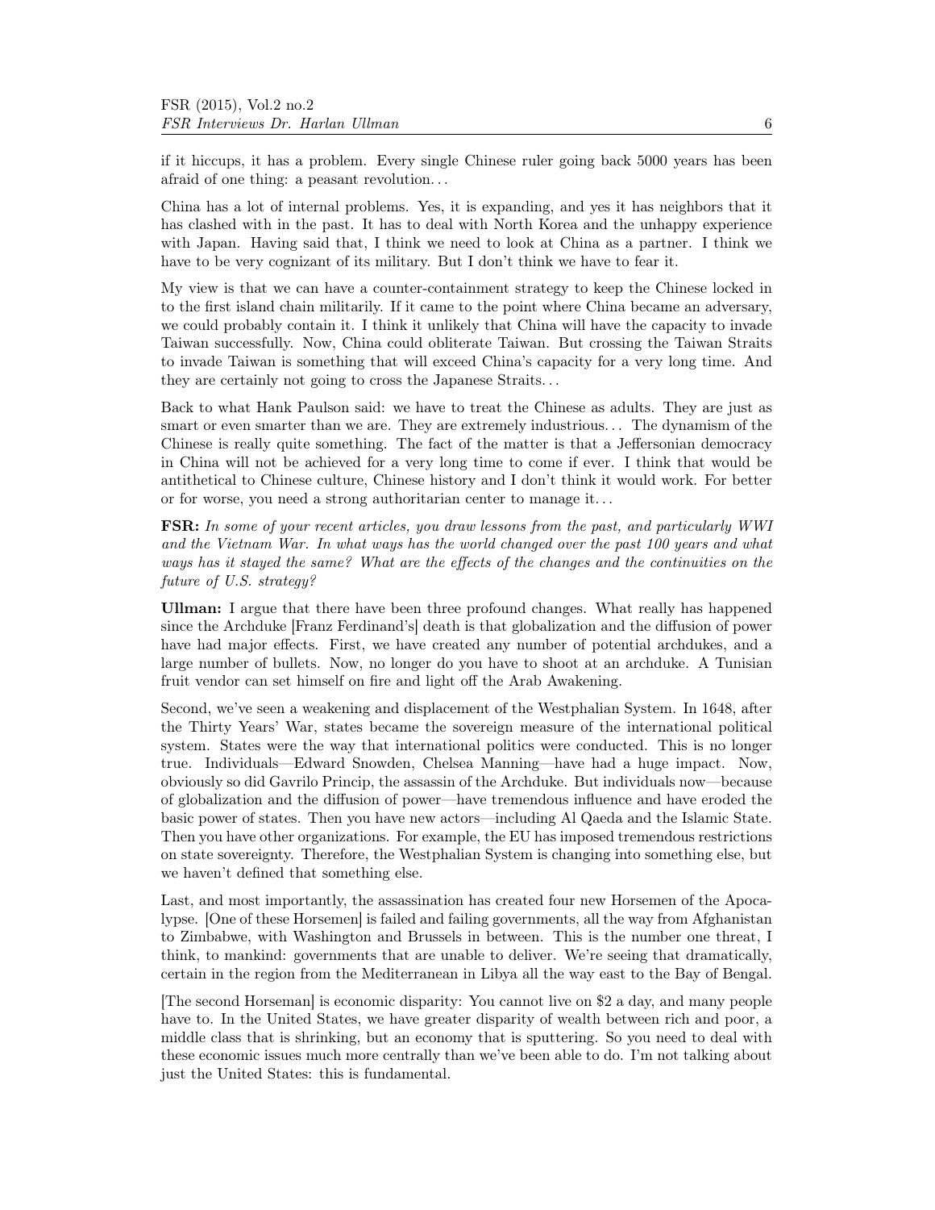if it hiccups, it has a problem. Every single Chinese ruler going back 5000 years has been afraid of one thing: a peasant revolution. . .

China has a lot of internal problems. Yes, it is expanding, and yes it has neighbors that it has clashed with in the past. It has to deal with North Korea and the unhappy experience with Japan. Having said that, I think we need to look at China as a partner. I think we have to be very cognizant of its military. But I don't think we have to fear it.

My view is that we can have a counter-containment strategy to keep the Chinese locked in to the first island chain militarily. If it came to the point where China became an adversary, we could probably contain it. I think it unlikely that China will have the capacity to invade Taiwan successfully. Now, China could obliterate Taiwan. But crossing the Taiwan Straits to invade Taiwan is something that will exceed China's capacity for a very long time. And they are certainly not going to cross the Japanese Straits. . .

Back to what Hank Paulson said: we have to treat the Chinese as adults. They are just as smart or even smarter than we are. They are extremely industrious. . . The dynamism of the Chinese is really quite something. The fact of the matter is that a Jeffersonian democracy in China will not be achieved for a very long time to come if ever. I think that would be antithetical to Chinese culture, Chinese history and I don't think it would work. For better or for worse, you need a strong authoritarian center to manage it. . .

**FSR:** *In some of your recent articles, you draw lessons from the past, and particularly WWI and the Vietnam War. In what ways has the world changed over the past 100 years and what ways has it stayed the same? What are the effects of the changes and the continuities on the future of U.S. strategy?*

**Ullman:** I argue that there have been three profound changes. What really has happened since the Archduke [Franz Ferdinand's] death is that globalization and the diffusion of power have had major effects. First, we have created any number of potential archdukes, and a large number of bullets. Now, no longer do you have to shoot at an archduke. A Tunisian fruit vendor can set himself on fire and light off the Arab Awakening.

Second, we've seen a weakening and displacement of the Westphalian System. In 1648, after the Thirty Years' War, states became the sovereign measure of the international political system. States were the way that international politics were conducted. This is no longer true. Individuals—Edward Snowden, Chelsea Manning—have had a huge impact. Now, obviously so did Gavrilo Princip, the assassin of the Archduke. But individuals now—because of globalization and the diffusion of power—have tremendous influence and have eroded the basic power of states. Then you have new actors—including Al Qaeda and the Islamic State. Then you have other organizations. For example, the EU has imposed tremendous restrictions on state sovereignty. Therefore, the Westphalian System is changing into something else, but we haven't defined that something else.

Last, and most importantly, the assassination has created four new Horsemen of the Apocalypse. [One of these Horsemen] is failed and failing governments, all the way from Afghanistan to Zimbabwe, with Washington and Brussels in between. This is the number one threat, I think, to mankind: governments that are unable to deliver. We're seeing that dramatically, certain in the region from the Mediterranean in Libya all the way east to the Bay of Bengal.

[The second Horseman] is economic disparity: You cannot live on $2 a day, and many people have to. In the United States, we have greater disparity of wealth between rich and poor, a middle class that is shrinking, but an economy that is sputtering. So you need to deal with these economic issues much more centrally than we've been able to do. I'm not talking about just the United States: this is fundamental.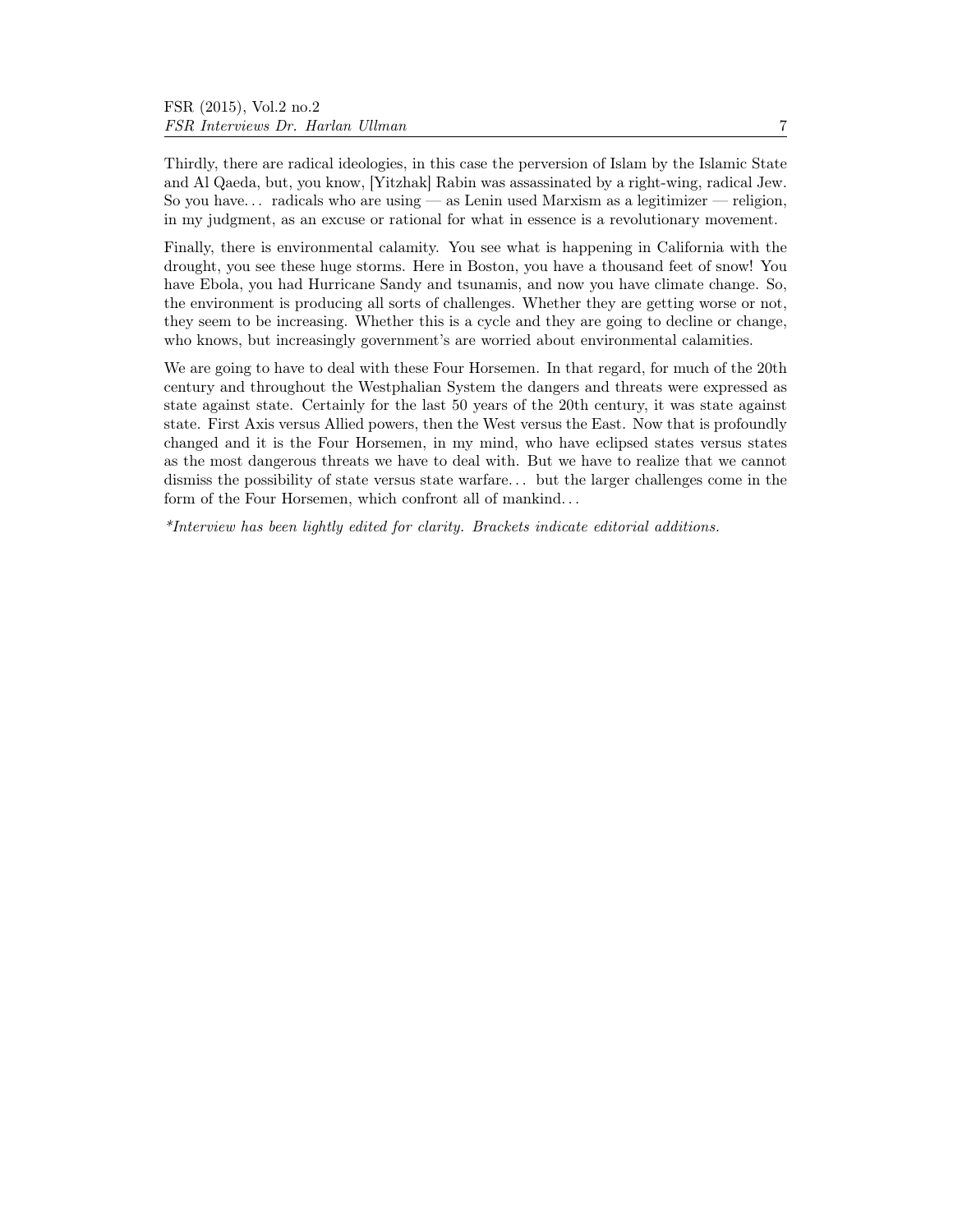Thirdly, there are radical ideologies, in this case the perversion of Islam by the Islamic State and Al Qaeda, but, you know, [Yitzhak] Rabin was assassinated by a right-wing, radical Jew. So you have… radicals who are using — as Lenin used Marxism as a legitimizer — religion, in my judgment, as an excuse or rational for what in essence is a revolutionary movement.

Finally, there is environmental calamity. You see what is happening in California with the drought, you see these huge storms. Here in Boston, you have a thousand feet of snow! You have Ebola, you had Hurricane Sandy and tsunamis, and now you have climate change. So, the environment is producing all sorts of challenges. Whether they are getting worse or not, they seem to be increasing. Whether this is a cycle and they are going to decline or change, who knows, but increasingly government's are worried about environmental calamities.

We are going to have to deal with these Four Horsemen. In that regard, for much of the 20th century and throughout the Westphalian System the dangers and threats were expressed as state against state. Certainly for the last 50 years of the 20th century, it was state against state. First Axis versus Allied powers, then the West versus the East. Now that is profoundly changed and it is the Four Horsemen, in my mind, who have eclipsed states versus states as the most dangerous threats we have to deal with. But we have to realize that we cannot dismiss the possibility of state versus state warfare… but the larger challenges come in the form of the Four Horsemen, which confront all of mankind…

*\*Interview has been lightly edited for clarity. Brackets indicate editorial additions.*